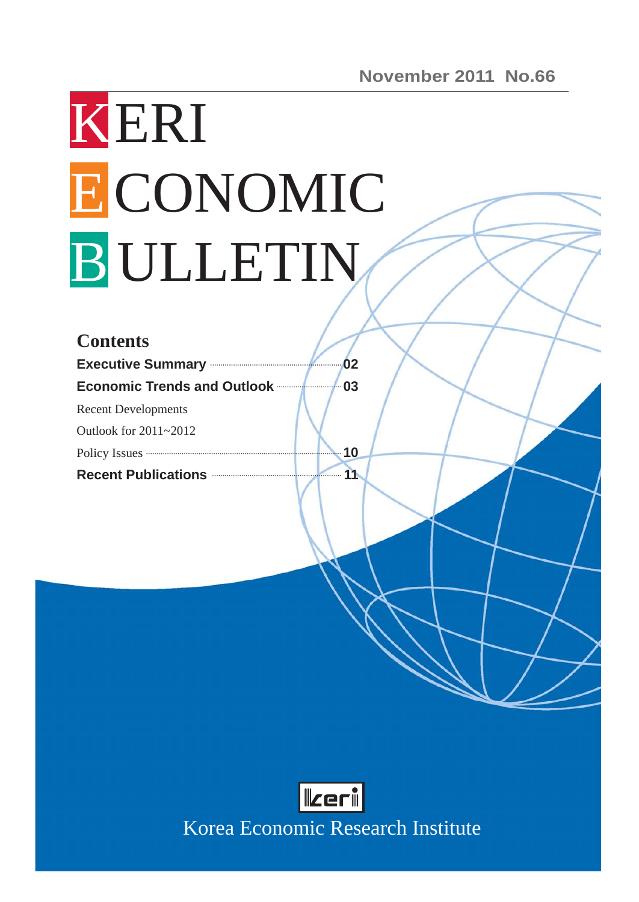November 2011 No.66

# KERI ECONOMIC BULLETIN

## Contents

**Executive Summary** ........ **02**

**Economic Trends and Outlook** ........ **03**

Recent Developments

Outlook for 2011~2012

Policy Issues ........ **10**

**Recent Publications** ........ **11**

Korea Economic Research Institute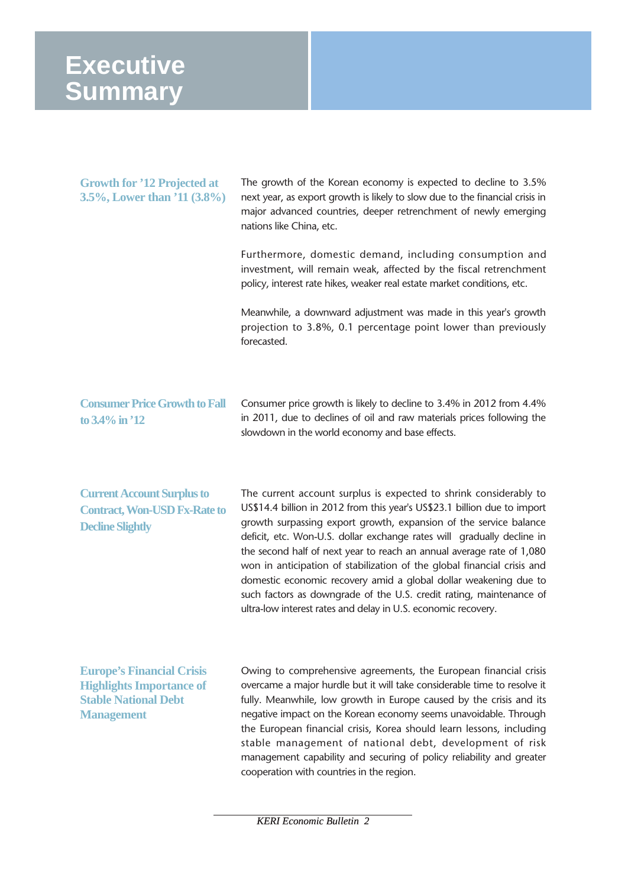# Executive Summary

### Growth for '12 Projected at 3.5%, Lower than '11 (3.8%)

The growth of the Korean economy is expected to decline to 3.5% next year, as export growth is likely to slow due to the financial crisis in major advanced countries, deeper retrenchment of newly emerging nations like China, etc.

Furthermore, domestic demand, including consumption and investment, will remain weak, affected by the fiscal retrenchment policy, interest rate hikes, weaker real estate market conditions, etc.

Meanwhile, a downward adjustment was made in this year's growth projection to 3.8%, 0.1 percentage point lower than previously forecasted.

### Consumer Price Growth to Fall to 3.4% in '12

Consumer price growth is likely to decline to 3.4% in 2012 from 4.4% in 2011, due to declines of oil and raw materials prices following the slowdown in the world economy and base effects.

### Current Account Surplus to Contract, Won-USD Fx-Rate to Decline Slightly

The current account surplus is expected to shrink considerably to US$14.4 billion in 2012 from this year's US$23.1 billion due to import growth surpassing export growth, expansion of the service balance deficit, etc. Won-U.S. dollar exchange rates will gradually decline in the second half of next year to reach an annual average rate of 1,080 won in anticipation of stabilization of the global financial crisis and domestic economic recovery amid a global dollar weakening due to such factors as downgrade of the U.S. credit rating, maintenance of ultra-low interest rates and delay in U.S. economic recovery.

### Europe's Financial Crisis Highlights Importance of Stable National Debt Management

Owing to comprehensive agreements, the European financial crisis overcame a major hurdle but it will take considerable time to resolve it fully. Meanwhile, low growth in Europe caused by the crisis and its negative impact on the Korean economy seems unavoidable. Through the European financial crisis, Korea should learn lessons, including stable management of national debt, development of risk management capability and securing of policy reliability and greater cooperation with countries in the region.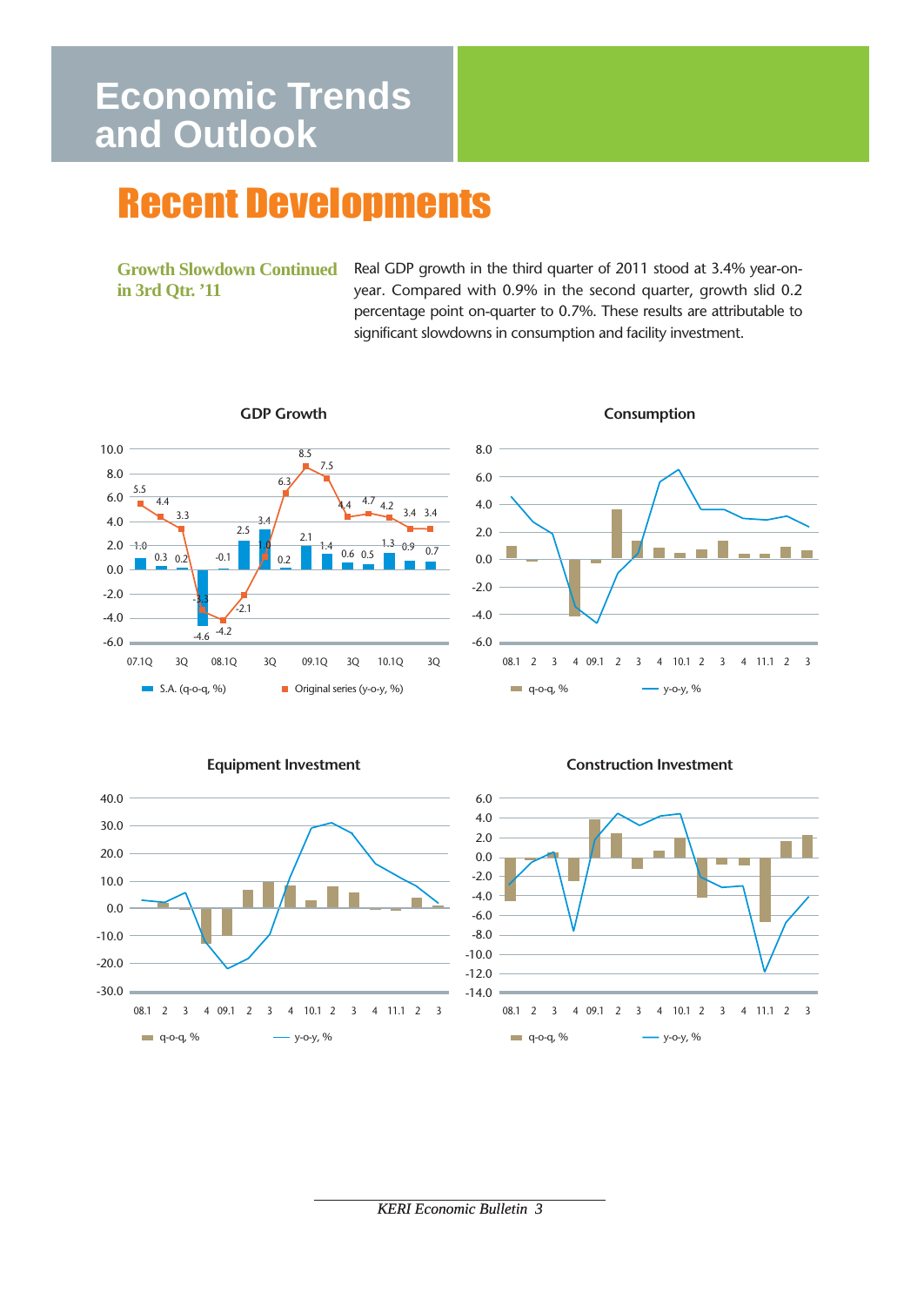# Economic Trends and Outlook

## Recent Developments

### Growth Slowdown Continued in 3rd Qtr. '11

Real GDP growth in the third quarter of 2011 stood at 3.4% year-on-year. Compared with 0.9% in the second quarter, growth slid 0.2 percentage point on-quarter to 0.7%. These results are attributable to significant slowdowns in consumption and facility investment.

**GDP Growth**

10.0
8.0
6.0
4.0
2.0
0.0
-2.0
-4.0
-6.0

07.1Q 3Q 08.1Q 3Q 09.1Q 3Q 10.1Q 3Q

5.5 4.4 3.3 -3.3 -4.2 -2.1 1.0 6.3 8.5 7.5 4.4 4.7 4.2 3.4 3.4

1.0 0.3 0.2 -4.6 -0.1 2.5 3.4 0.2 2.1 1.4 0.6 0.5 1.3 0.9 0.7

S.A. (q-o-q, %) Original series (y-o-y, %)

**Consumption**

8.0
6.0
4.0
2.0
0.0
-2.0
-4.0
-6.0

08.1 2 3 4 09.1 2 3 4 10.1 2 3 4 11.1 2 3

q-o-q, % y-o-y, %

**Equipment Investment**

40.0
30.0
20.0
10.0
0.0
-10.0
-20.0
-30.0

08.1 2 3 4 09.1 2 3 4 10.1 2 3 4 11.1 2 3

q-o-q, % y-o-y, %

**Construction Investment**

6.0
4.0
2.0
0.0
-2.0
-4.0
-6.0
-8.0
-10.0
-12.0
-14.0

08.1 2 3 4 09.1 2 3 4 10.1 2 3 4 11.1 2 3

q-o-q, % y-o-y, %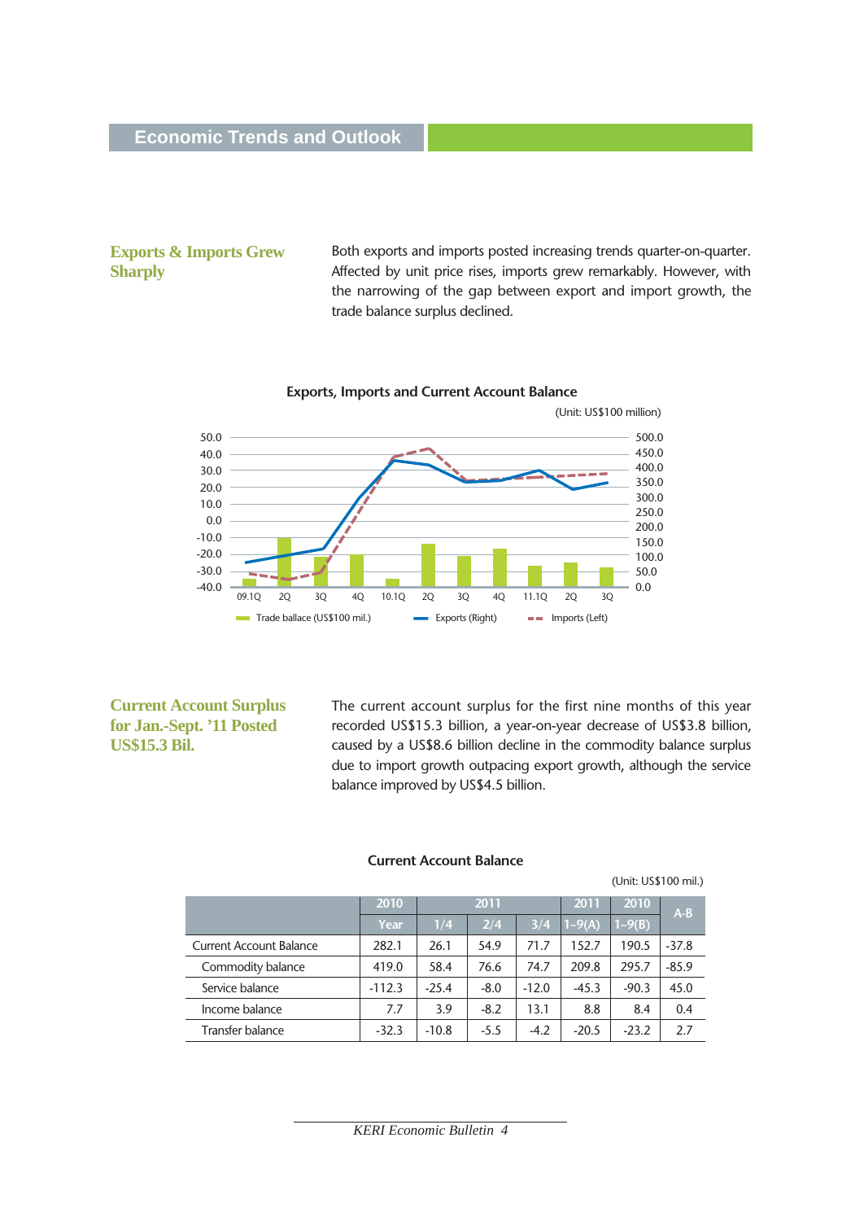## Economic Trends and Outlook

### Exports & Imports Grew Sharply

Both exports and imports posted increasing trends quarter-on-quarter. Affected by unit price rises, imports grew remarkably. However, with the narrowing of the gap between export and import growth, the trade balance surplus declined.

**Exports, Imports and Current Account Balance**

(Unit: US$100 million)

50.0
40.0
30.0
20.0
10.0
0.0
-10.0
-20.0
-30.0
-40.0

500.0
450.0
400.0
350.0
300.0
250.0
200.0
150.0
100.0
50.0
0.0

09.1Q 2Q 3Q 4Q 10.1Q 2Q 3Q 4Q 11.1Q 2Q 3Q

Trade ballace (US$100 mil.)
Exports (Right)
Imports (Left)

### Current Account Surplus for Jan.-Sept. '11 Posted US$15.3 Bil.

The current account surplus for the first nine months of this year recorded US$15.3 billion, a year-on-year decrease of US$3.8 billion, caused by a US$8.6 billion decline in the commodity balance surplus due to import growth outpacing export growth, although the service balance improved by US$4.5 billion.

**Current Account Balance**

(Unit: US$100 mil.)

| | 2010 | 2011 | | | 2011 | 2010 | A-B |
|---|---|---|---|---|---|---|---|
| | Year | 1/4 | 2/4 | 3/4 | 1~9(A) | 1~9(B) | |
| Current Account Balance | 282.1 | 26.1 | 54.9 | 71.7 | 152.7 | 190.5 | -37.8 |
| Commodity balance | 419.0 | 58.4 | 76.6 | 74.7 | 209.8 | 295.7 | -85.9 |
| Service balance | -112.3 | -25.4 | -8.0 | -12.0 | -45.3 | -90.3 | 45.0 |
| Income balance | 7.7 | 3.9 | -8.2 | 13.1 | 8.8 | 8.4 | 0.4 |
| Transfer balance | -32.3 | -10.8 | -5.5 | -4.2 | -20.5 | -23.2 | 2.7 |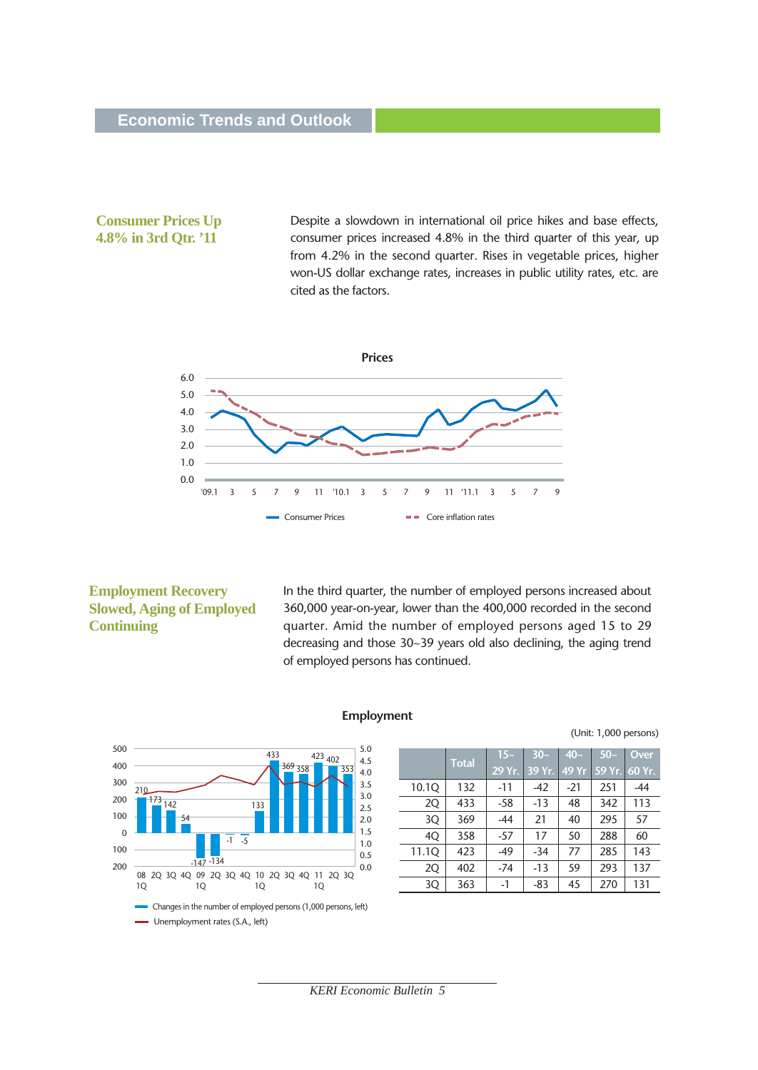## Economic Trends and Outlook

### Consumer Prices Up 4.8% in 3rd Qtr. '11

Despite a slowdown in international oil price hikes and base effects, consumer prices increased 4.8% in the third quarter of this year, up from 4.2% in the second quarter. Rises in vegetable prices, higher won-US dollar exchange rates, increases in public utility rates, etc. are cited as the factors.

**Prices**

Consumer Prices — Core inflation rates

### Employment Recovery Slowed, Aging of Employed Continuing

In the third quarter, the number of employed persons increased about 360,000 year-on-year, lower than the 400,000 recorded in the second quarter. Amid the number of employed persons aged 15 to 29 decreasing and those 30~39 years old also declining, the aging trend of employed persons has continued.

**Employment**

Changes in the number of employed persons (1,000 persons, left)
Unemployment rates (S.A., left)

(Unit: 1,000 persons)

| | Total | 15~ 29 Yr. | 30~ 39 Yr. | 40~ 49 Yr | 50~ 59 Yr. | Over 60 Yr. |
|---|---|---|---|---|---|---|
| 10.1Q | 132 | -11 | -42 | -21 | 251 | -44 |
| 2Q | 433 | -58 | -13 | 48 | 342 | 113 |
| 3Q | 369 | -44 | 21 | 40 | 295 | 57 |
| 4Q | 358 | -57 | 17 | 50 | 288 | 60 |
| 11.1Q | 423 | -49 | -34 | 77 | 285 | 143 |
| 2Q | 402 | -74 | -13 | 59 | 293 | 137 |
| 3Q | 363 | -1 | -83 | 45 | 270 | 131 |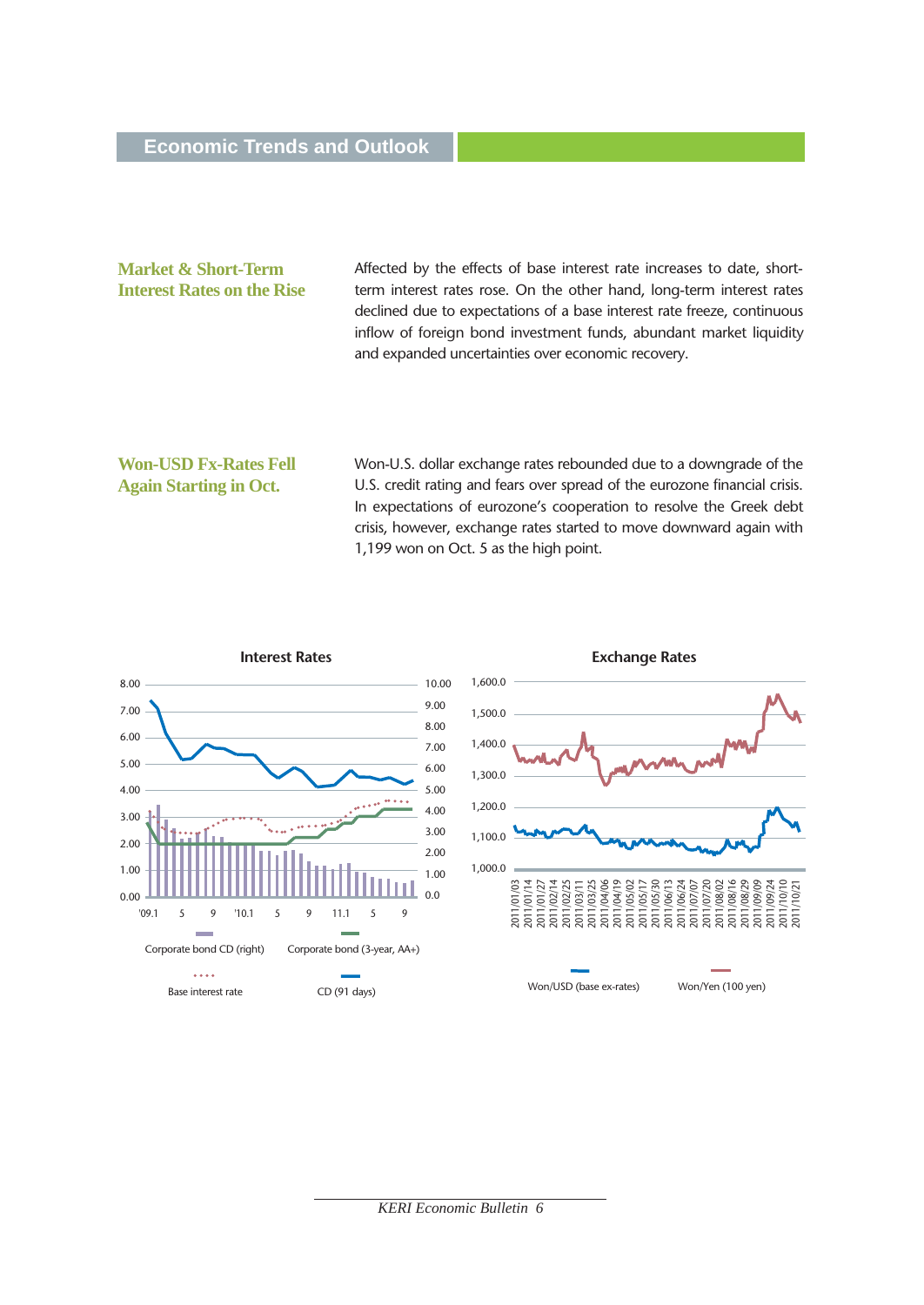## Market & Short-Term Interest Rates on the Rise

Affected by the effects of base interest rate increases to date, short-term interest rates rose. On the other hand, long-term interest rates declined due to expectations of a base interest rate freeze, continuous inflow of foreign bond investment funds, abundant market liquidity and expanded uncertainties over economic recovery.

## Won-USD Fx-Rates Fell Again Starting in Oct.

Won-U.S. dollar exchange rates rebounded due to a downgrade of the U.S. credit rating and fears over spread of the eurozone financial crisis. In expectations of eurozone's cooperation to resolve the Greek debt crisis, however, exchange rates started to move downward again with 1,199 won on Oct. 5 as the high point.

**Interest Rates**

8.00
7.00
6.00
5.00
4.00
3.00
2.00
1.00
0.00

10.00
9.00
8.00
7.00
6.00
5.00
4.00
3.00
2.00
1.00
0.00

'09.1 5 9 '10.1 5 9 11.1 5 9

Corporate bond CD (right)
Corporate bond (3-year, AA+)
Base interest rate
CD (91 days)

**Exchange Rates**

1,600.0
1,500.0
1,400.0
1,300.0
1,200.0
1,100.0
1,000.0

2011/01/03
2011/01/14
2011/01/27
2011/02/14
2011/02/25
2011/03/11
2011/03/25
2011/04/06
2011/04/19
2011/05/02
2011/05/17
2011/05/30
2011/06/13
2011/06/24
2011/07/07
2011/07/20
2011/08/02
2011/08/16
2011/08/29
2011/09/09
2011/09/24
2011/10/10
2011/10/21

Won/USD (base ex-rates)
Won/Yen (100 yen)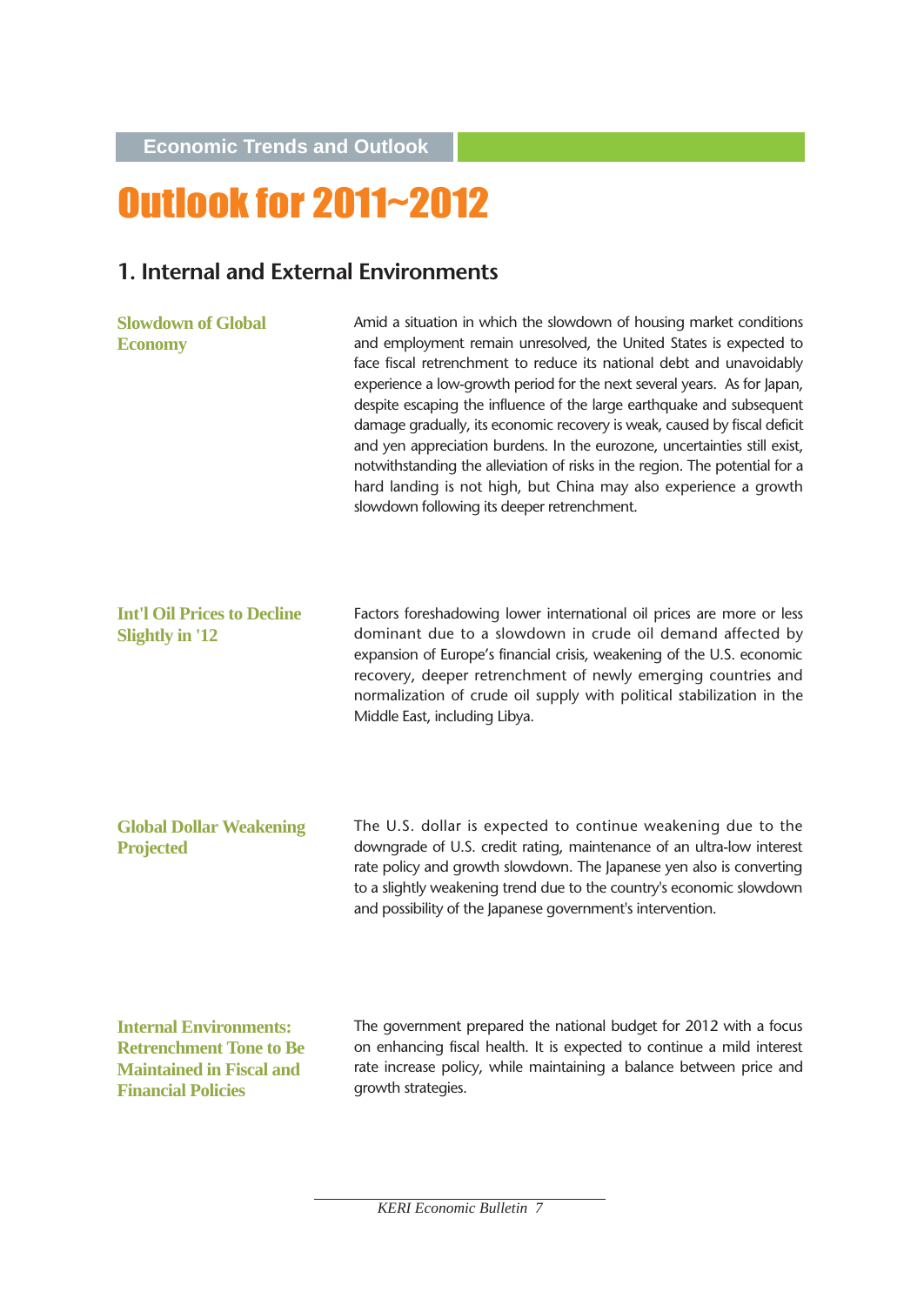Economic Trends and Outlook

# Outlook for 2011~2012

## 1. Internal and External Environments

**Slowdown of Global Economy**

Amid a situation in which the slowdown of housing market conditions and employment remain unresolved, the United States is expected to face fiscal retrenchment to reduce its national debt and unavoidably experience a low-growth period for the next several years. As for Japan, despite escaping the influence of the large earthquake and subsequent damage gradually, its economic recovery is weak, caused by fiscal deficit and yen appreciation burdens. In the eurozone, uncertainties still exist, notwithstanding the alleviation of risks in the region. The potential for a hard landing is not high, but China may also experience a growth slowdown following its deeper retrenchment.

**Int'l Oil Prices to Decline Slightly in '12**

Factors foreshadowing lower international oil prices are more or less dominant due to a slowdown in crude oil demand affected by expansion of Europe's financial crisis, weakening of the U.S. economic recovery, deeper retrenchment of newly emerging countries and normalization of crude oil supply with political stabilization in the Middle East, including Libya.

**Global Dollar Weakening Projected**

The U.S. dollar is expected to continue weakening due to the downgrade of U.S. credit rating, maintenance of an ultra-low interest rate policy and growth slowdown. The Japanese yen also is converting to a slightly weakening trend due to the country's economic slowdown and possibility of the Japanese government's intervention.

**Internal Environments: Retrenchment Tone to Be Maintained in Fiscal and Financial Policies**

The government prepared the national budget for 2012 with a focus on enhancing fiscal health. It is expected to continue a mild interest rate increase policy, while maintaining a balance between price and growth strategies.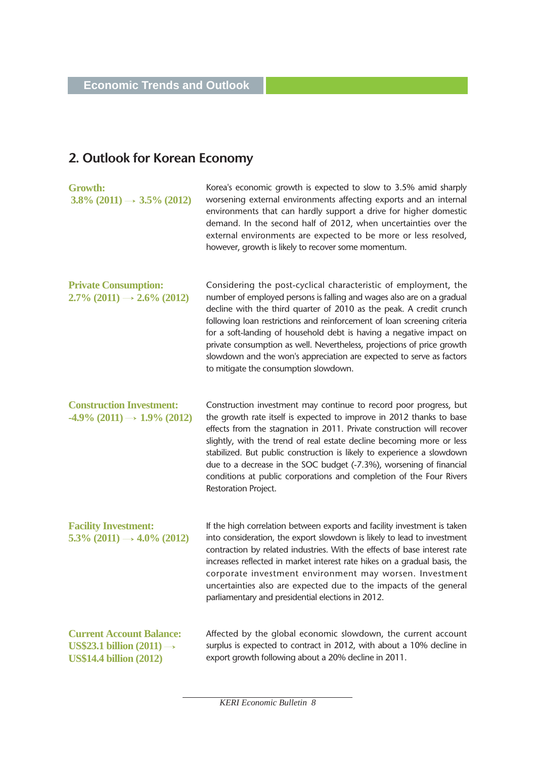## 2. Outlook for Korean Economy

**Growth:**
**3.8% (2011) → 3.5% (2012)**

Korea's economic growth is expected to slow to 3.5% amid sharply worsening external environments affecting exports and an internal environments that can hardly support a drive for higher domestic demand. In the second half of 2012, when uncertainties over the external environments are expected to be more or less resolved, however, growth is likely to recover some momentum.

**Private Consumption:**
**2.7% (2011) → 2.6% (2012)**

Considering the post-cyclical characteristic of employment, the number of employed persons is falling and wages also are on a gradual decline with the third quarter of 2010 as the peak. A credit crunch following loan restrictions and reinforcement of loan screening criteria for a soft-landing of household debt is having a negative impact on private consumption as well. Nevertheless, projections of price growth slowdown and the won's appreciation are expected to serve as factors to mitigate the consumption slowdown.

**Construction Investment:**
**-4.9% (2011) → 1.9% (2012)**

Construction investment may continue to record poor progress, but the growth rate itself is expected to improve in 2012 thanks to base effects from the stagnation in 2011. Private construction will recover slightly, with the trend of real estate decline becoming more or less stabilized. But public construction is likely to experience a slowdown due to a decrease in the SOC budget (-7.3%), worsening of financial conditions at public corporations and completion of the Four Rivers Restoration Project.

**Facility Investment:**
**5.3% (2011) → 4.0% (2012)**

If the high correlation between exports and facility investment is taken into consideration, the export slowdown is likely to lead to investment contraction by related industries. With the effects of base interest rate increases reflected in market interest rate hikes on a gradual basis, the corporate investment environment may worsen. Investment uncertainties also are expected due to the impacts of the general parliamentary and presidential elections in 2012.

**Current Account Balance:**
**US$23.1 billion (2011) → US$14.4 billion (2012)**

Affected by the global economic slowdown, the current account surplus is expected to contract in 2012, with about a 10% decline in export growth following about a 20% decline in 2011.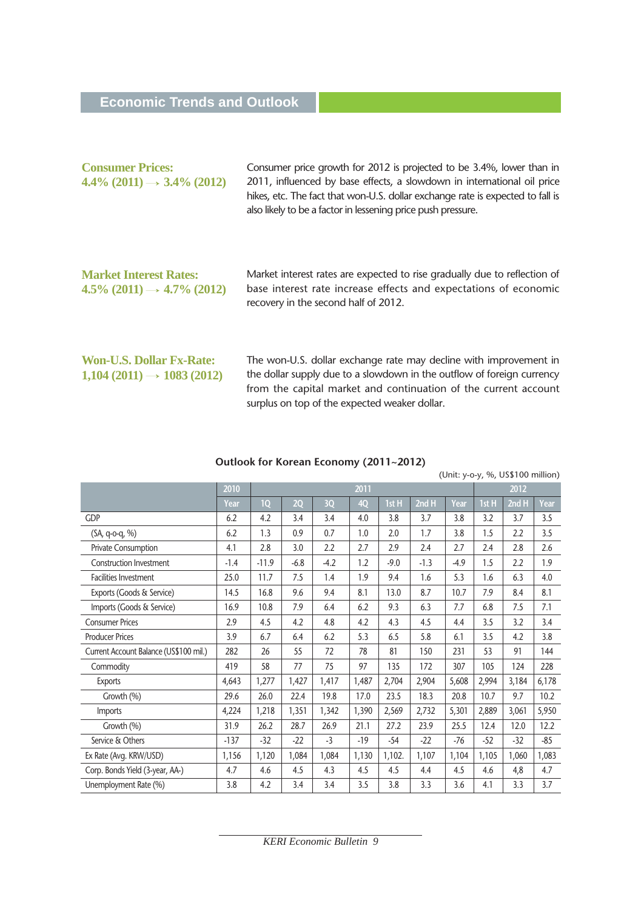## Economic Trends and Outlook

**Consumer Prices:**
**4.4% (2011) → 3.4% (2012)**

Consumer price growth for 2012 is projected to be 3.4%, lower than in 2011, influenced by base effects, a slowdown in international oil price hikes, etc. The fact that won-U.S. dollar exchange rate is expected to fall is also likely to be a factor in lessening price push pressure.

**Market Interest Rates:**
**4.5% (2011) → 4.7% (2012)**

Market interest rates are expected to rise gradually due to reflection of base interest rate increase effects and expectations of economic recovery in the second half of 2012.

**Won-U.S. Dollar Fx-Rate:**
**1,104 (2011) → 1083 (2012)**

The won-U.S. dollar exchange rate may decline with improvement in the dollar supply due to a slowdown in the outflow of foreign currency from the capital market and continuation of the current account surplus on top of the expected weaker dollar.

**Outlook for Korean Economy (2011~2012)**

(Unit: y-o-y, %, US$100 million)

| | 2010 | 2011 | | | | | | | 2012 | | |
|---|---|---|---|---|---|---|---|---|---|---|---|
| | Year | 1Q | 2Q | 3Q | 4Q | 1st H | 2nd H | Year | 1st H | 2nd H | Year |
| GDP | 6.2 | 4.2 | 3.4 | 3.4 | 4.0 | 3.8 | 3.7 | 3.8 | 3.2 | 3.7 | 3.5 |
| (SA, q-o-q, %) | 6.2 | 1.3 | 0.9 | 0.7 | 1.0 | 2.0 | 1.7 | 3.8 | 1.5 | 2.2 | 3.5 |
| Private Consumption | 4.1 | 2.8 | 3.0 | 2.2 | 2.7 | 2.9 | 2.4 | 2.7 | 2.4 | 2.8 | 2.6 |
| Construction Investment | -1.4 | -11.9 | -6.8 | -4.2 | 1.2 | -9.0 | -1.3 | -4.9 | 1.5 | 2.2 | 1.9 |
| Facilities Investment | 25.0 | 11.7 | 7.5 | 1.4 | 1.9 | 9.4 | 1.6 | 5.3 | 1.6 | 6.3 | 4.0 |
| Exports (Goods & Service) | 14.5 | 16.8 | 9.6 | 9.4 | 8.1 | 13.0 | 8.7 | 10.7 | 7.9 | 8.4 | 8.1 |
| Imports (Goods & Service) | 16.9 | 10.8 | 7.9 | 6.4 | 6.2 | 9.3 | 6.3 | 7.7 | 6.8 | 7.5 | 7.1 |
| Consumer Prices | 2.9 | 4.5 | 4.2 | 4.8 | 4.2 | 4.3 | 4.5 | 4.4 | 3.5 | 3.2 | 3.4 |
| Producer Prices | 3.9 | 6.7 | 6.4 | 6.2 | 5.3 | 6.5 | 5.8 | 6.1 | 3.5 | 4.2 | 3.8 |
| Current Account Balance (US$100 mil.) | 282 | 26 | 55 | 72 | 78 | 81 | 150 | 231 | 53 | 91 | 144 |
| Commodity | 419 | 58 | 77 | 75 | 97 | 135 | 172 | 307 | 105 | 124 | 228 |
| Exports | 4,643 | 1,277 | 1,427 | 1,417 | 1,487 | 2,704 | 2,904 | 5,608 | 2,994 | 3,184 | 6,178 |
| Growth (%) | 29.6 | 26.0 | 22.4 | 19.8 | 17.0 | 23.5 | 18.3 | 20.8 | 10.7 | 9.7 | 10.2 |
| Imports | 4,224 | 1,218 | 1,351 | 1,342 | 1,390 | 2,569 | 2,732 | 5,301 | 2,889 | 3,061 | 5,950 |
| Growth (%) | 31.9 | 26.2 | 28.7 | 26.9 | 21.1 | 27.2 | 23.9 | 25.5 | 12.4 | 12.0 | 12.2 |
| Service & Others | -137 | -32 | -22 | -3 | -19 | -54 | -22 | -76 | -52 | -32 | -85 |
| Ex Rate (Avg. KRW/USD) | 1,156 | 1,120 | 1,084 | 1,084 | 1,130 | 1,102. | 1,107 | 1,104 | 1,105 | 1,060 | 1,083 |
| Corp. Bonds Yield (3-year, AA-) | 4.7 | 4.6 | 4.5 | 4.3 | 4.5 | 4.5 | 4.4 | 4.5 | 4.6 | 4,8 | 4.7 |
| Unemployment Rate (%) | 3.8 | 4.2 | 3.4 | 3.4 | 3.5 | 3.8 | 3.3 | 3.6 | 4.1 | 3.3 | 3.7 |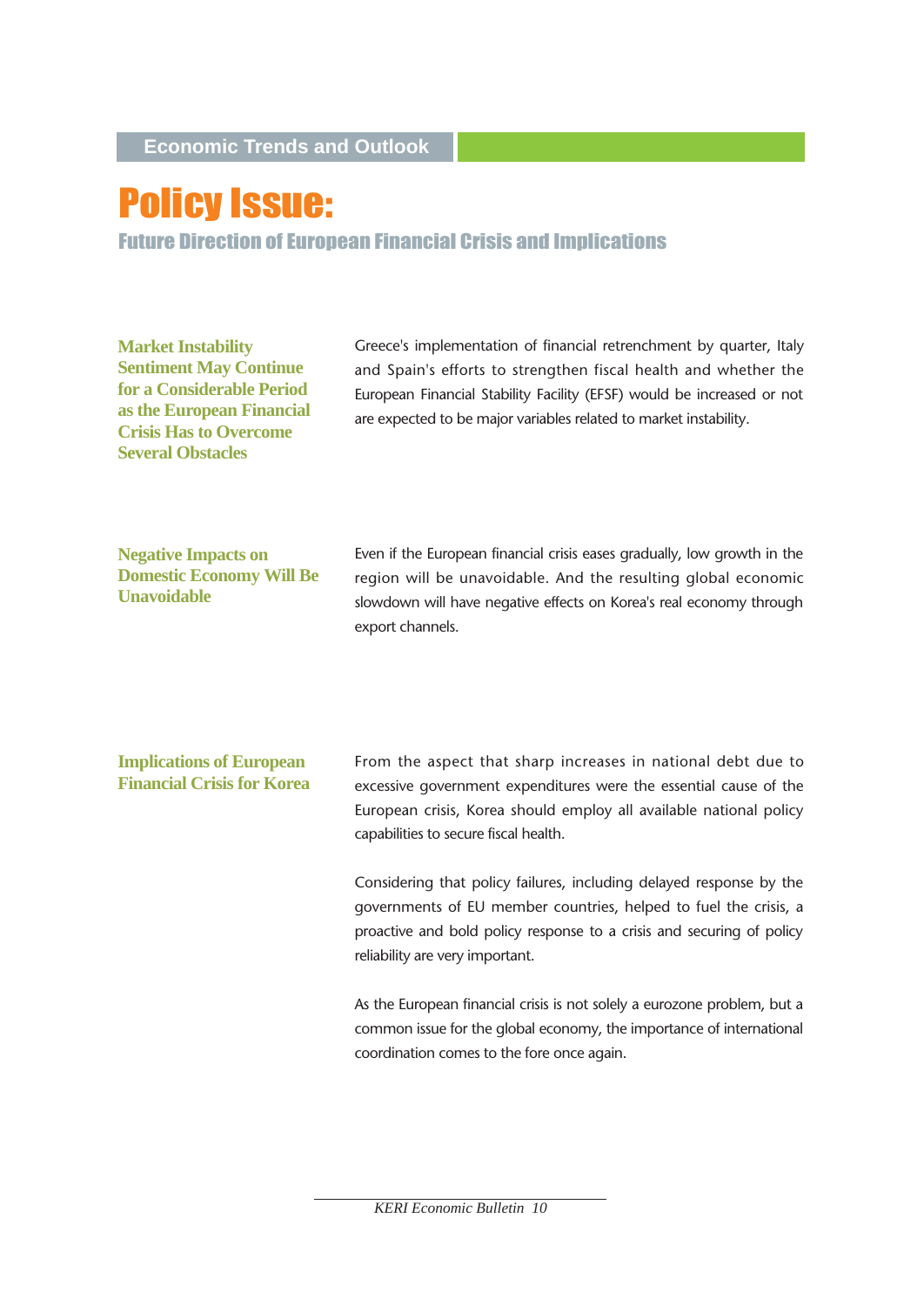Economic Trends and Outlook

# Policy Issue:

## Future Direction of European Financial Crisis and Implications

### Market Instability Sentiment May Continue for a Considerable Period as the European Financial Crisis Has to Overcome Several Obstacles

Greece's implementation of financial retrenchment by quarter, Italy and Spain's efforts to strengthen fiscal health and whether the European Financial Stability Facility (EFSF) would be increased or not are expected to be major variables related to market instability.

### Negative Impacts on Domestic Economy Will Be Unavoidable

Even if the European financial crisis eases gradually, low growth in the region will be unavoidable. And the resulting global economic slowdown will have negative effects on Korea's real economy through export channels.

### Implications of European Financial Crisis for Korea

From the aspect that sharp increases in national debt due to excessive government expenditures were the essential cause of the European crisis, Korea should employ all available national policy capabilities to secure fiscal health.

Considering that policy failures, including delayed response by the governments of EU member countries, helped to fuel the crisis, a proactive and bold policy response to a crisis and securing of policy reliability are very important.

As the European financial crisis is not solely a eurozone problem, but a common issue for the global economy, the importance of international coordination comes to the fore once again.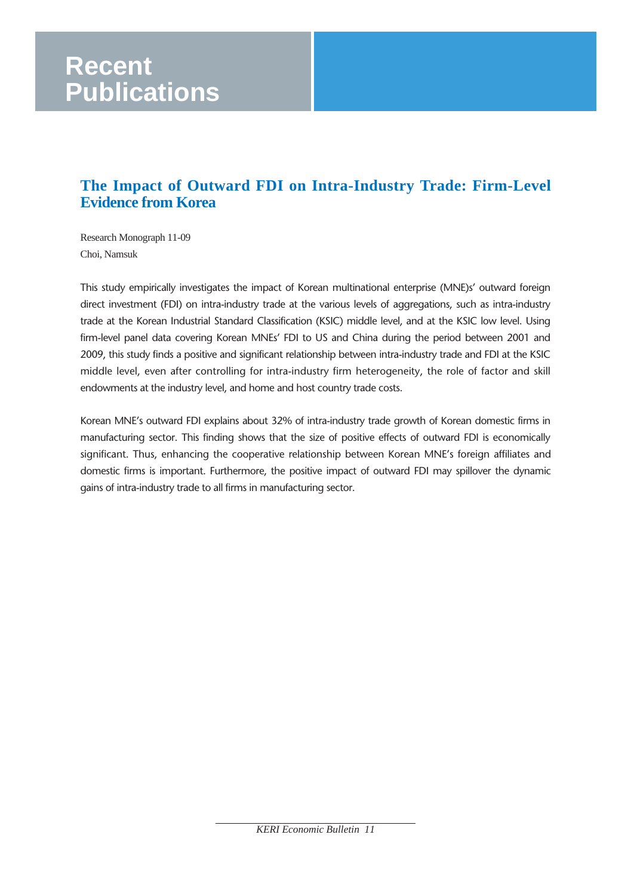# Recent Publications

## The Impact of Outward FDI on Intra-Industry Trade: Firm-Level Evidence from Korea

Research Monograph 11-09
Choi, Namsuk

This study empirically investigates the impact of Korean multinational enterprise (MNE)s' outward foreign direct investment (FDI) on intra-industry trade at the various levels of aggregations, such as intra-industry trade at the Korean Industrial Standard Classification (KSIC) middle level, and at the KSIC low level. Using firm-level panel data covering Korean MNEs' FDI to US and China during the period between 2001 and 2009, this study finds a positive and significant relationship between intra-industry trade and FDI at the KSIC middle level, even after controlling for intra-industry firm heterogeneity, the role of factor and skill endowments at the industry level, and home and host country trade costs.

Korean MNE's outward FDI explains about 32% of intra-industry trade growth of Korean domestic firms in manufacturing sector. This finding shows that the size of positive effects of outward FDI is economically significant. Thus, enhancing the cooperative relationship between Korean MNE's foreign affiliates and domestic firms is important. Furthermore, the positive impact of outward FDI may spillover the dynamic gains of intra-industry trade to all firms in manufacturing sector.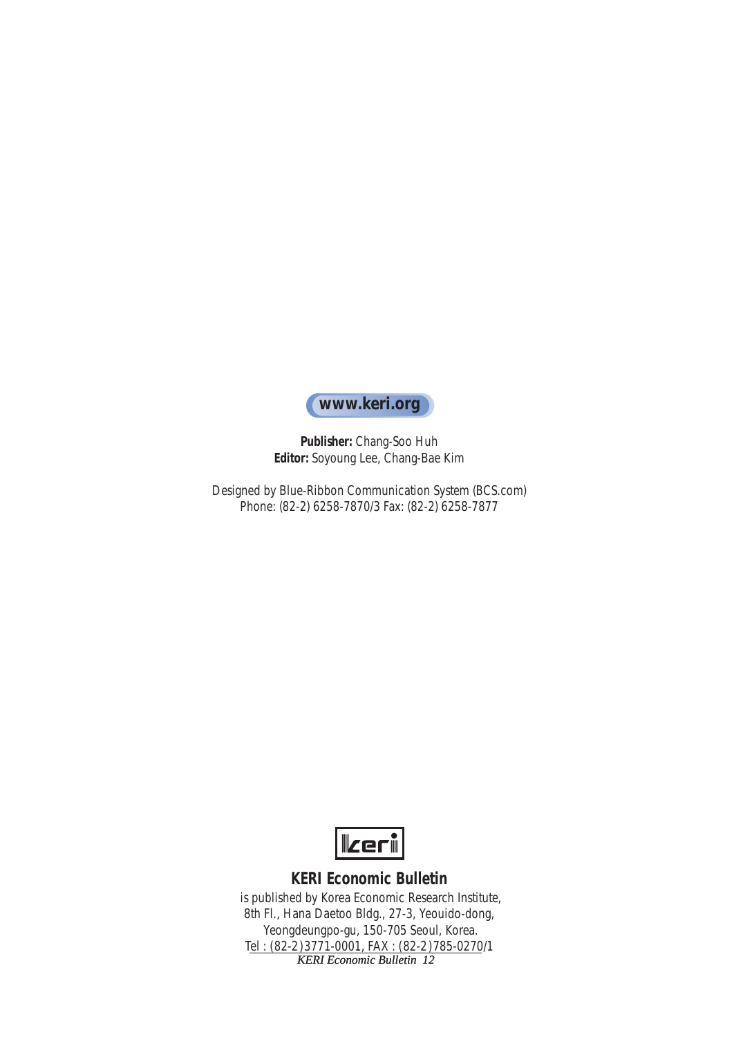www.keri.org

**Publisher:** Chang-Soo Huh
**Editor:** Soyoung Lee, Chang-Bae Kim

Designed by Blue-Ribbon Communication System (BCS.com)
Phone: (82-2) 6258-7870/3 Fax: (82-2) 6258-7877

**KERI Economic Bulletin**

is published by Korea Economic Research Institute,
8th Fl., Hana Daetoo Bldg., 27-3, Yeouido-dong,
Yeongdeungpo-gu, 150-705 Seoul, Korea.
Tel : (82-2)3771-0001, FAX : (82-2)785-0270/1